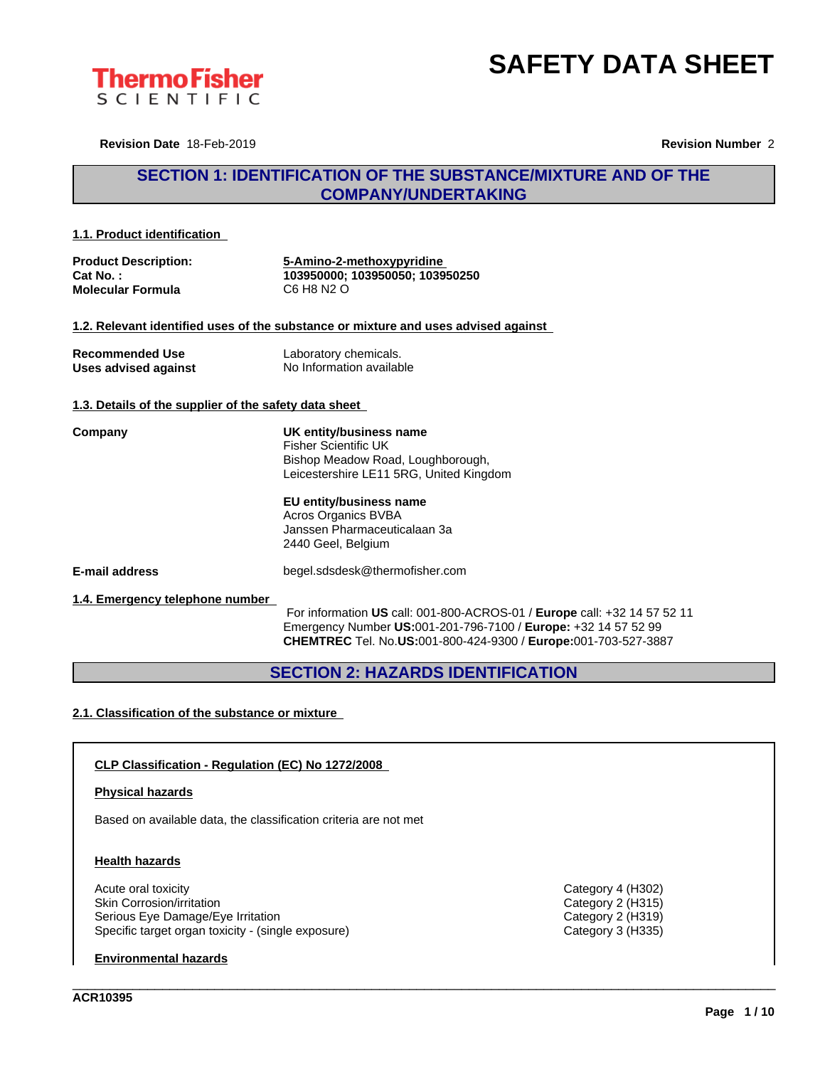# SAFETY DATA SHEET

**Revision Date** 18-Feb-2019 **Revision Number** 2

## SECTION 1: IDENTIFICATION OF THE SUBSTANCE/MIXTURE AND OF THE COMPANY/UNDERTAKING

### 1.1. Product identification

| | |
|---|---|
| **Product Description:** | **5-Amino-2-methoxypyridine** |
| **Cat No. :** | **103950000; 103950050; 103950250** |
| **Molecular Formula** | C6 H8 N2 O |

### 1.2. Relevant identified uses of the substance or mixture and uses advised against

| | |
|---|---|
| **Recommended Use** | Laboratory chemicals. |
| **Uses advised against** | No Information available |

### 1.3. Details of the supplier of the safety data sheet

**Company**

**UK entity/business name**
Fisher Scientific UK
Bishop Meadow Road, Loughborough,
Leicestershire LE11 5RG, United Kingdom

**EU entity/business name**
Acros Organics BVBA
Janssen Pharmaceuticalaan 3a
2440 Geel, Belgium

**E-mail address** begel.sdsdesk@thermofisher.com

### 1.4. Emergency telephone number

For information **US** call: 001-800-ACROS-01 / **Europe** call: +32 14 57 52 11
Emergency Number **US:**001-201-796-7100 / **Europe:** +32 14 57 52 99
**CHEMTREC** Tel. No.**US:**001-800-424-9300 / **Europe:**001-703-527-3887

## SECTION 2: HAZARDS IDENTIFICATION

### 2.1. Classification of the substance or mixture

**CLP Classification - Regulation (EC) No 1272/2008**

**Physical hazards**

Based on available data, the classification criteria are not met

**Health hazards**

| | |
|---|---|
| Acute oral toxicity | Category 4 (H302) |
| Skin Corrosion/irritation | Category 2 (H315) |
| Serious Eye Damage/Eye Irritation | Category 2 (H319) |
| Specific target organ toxicity - (single exposure) | Category 3 (H335) |

**Environmental hazards**

ACR10395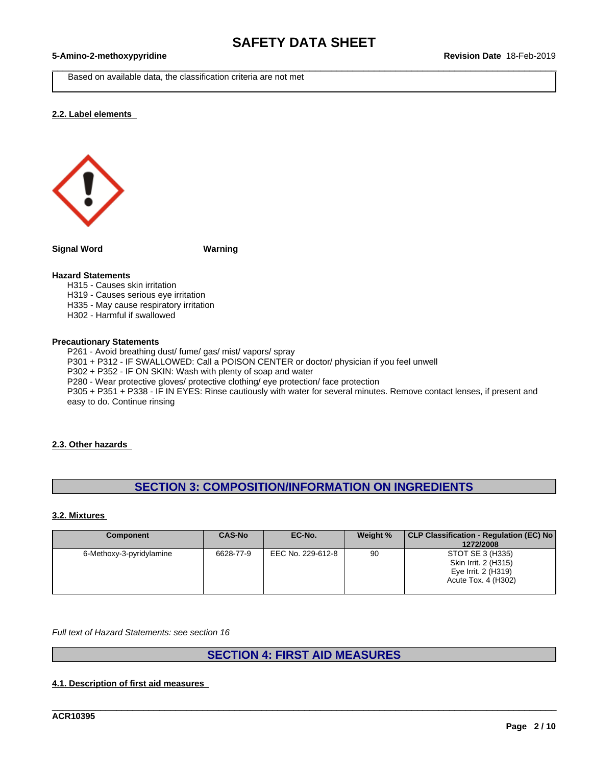Based on available data, the classification criteria are not met

### 2.2. Label elements

**Signal Word** **Warning**

**Hazard Statements**

H315 - Causes skin irritation
H319 - Causes serious eye irritation
H335 - May cause respiratory irritation
H302 - Harmful if swallowed

**Precautionary Statements**

P261 - Avoid breathing dust/ fume/ gas/ mist/ vapors/ spray
P301 + P312 - IF SWALLOWED: Call a POISON CENTER or doctor/ physician if you feel unwell
P302 + P352 - IF ON SKIN: Wash with plenty of soap and water
P280 - Wear protective gloves/ protective clothing/ eye protection/ face protection
P305 + P351 + P338 - IF IN EYES: Rinse cautiously with water for several minutes. Remove contact lenses, if present and easy to do. Continue rinsing

### 2.3. Other hazards

## SECTION 3: COMPOSITION/INFORMATION ON INGREDIENTS

### 3.2. Mixtures

| Component | CAS-No | EC-No. | Weight % | CLP Classification - Regulation (EC) No 1272/2008 |
|---|---|---|---|---|
| 6-Methoxy-3-pyridylamine | 6628-77-9 | EEC No. 229-612-8 | 90 | STOT SE 3 (H335)<br>Skin Irrit. 2 (H315)<br>Eye Irrit. 2 (H319)<br>Acute Tox. 4 (H302) |

*Full text of Hazard Statements: see section 16*

## SECTION 4: FIRST AID MEASURES

### 4.1. Description of first aid measures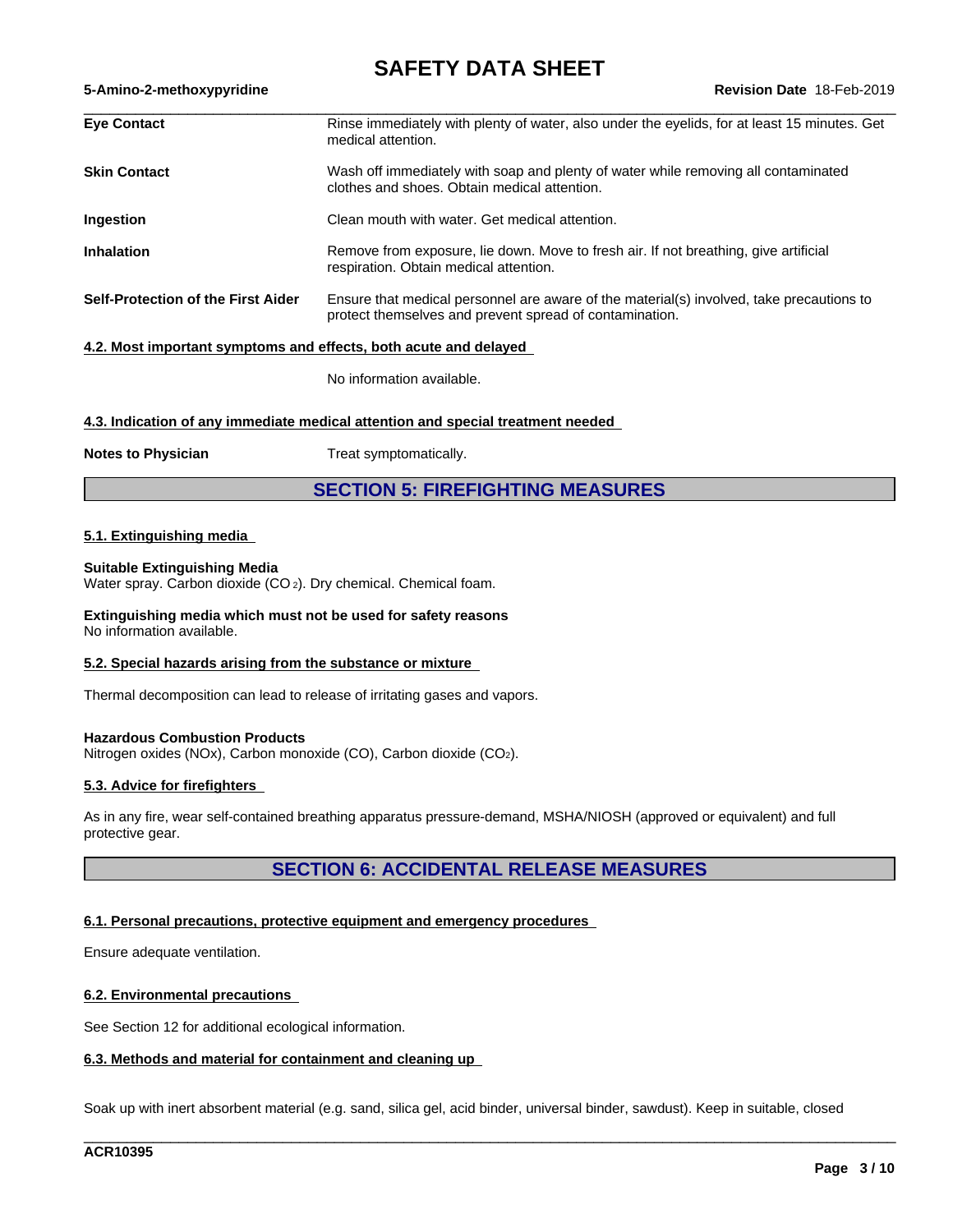| | |
|---|---|
| **Eye Contact** | Rinse immediately with plenty of water, also under the eyelids, for at least 15 minutes. Get medical attention. |
| **Skin Contact** | Wash off immediately with soap and plenty of water while removing all contaminated clothes and shoes. Obtain medical attention. |
| **Ingestion** | Clean mouth with water. Get medical attention. |
| **Inhalation** | Remove from exposure, lie down. Move to fresh air. If not breathing, give artificial respiration. Obtain medical attention. |
| **Self-Protection of the First Aider** | Ensure that medical personnel are aware of the material(s) involved, take precautions to protect themselves and prevent spread of contamination. |

### 4.2. Most important symptoms and effects, both acute and delayed

No information available.

### 4.3. Indication of any immediate medical attention and special treatment needed

**Notes to Physician** Treat symptomatically.

## SECTION 5: FIREFIGHTING MEASURES

### 5.1. Extinguishing media

**Suitable Extinguishing Media**
Water spray. Carbon dioxide ($CO_2$). Dry chemical. Chemical foam.

**Extinguishing media which must not be used for safety reasons**
No information available.

### 5.2. Special hazards arising from the substance or mixture

Thermal decomposition can lead to release of irritating gases and vapors.

**Hazardous Combustion Products**
Nitrogen oxides (NOx), Carbon monoxide (CO), Carbon dioxide ($CO_2$).

### 5.3. Advice for firefighters

As in any fire, wear self-contained breathing apparatus pressure-demand, MSHA/NIOSH (approved or equivalent) and full protective gear.

## SECTION 6: ACCIDENTAL RELEASE MEASURES

### 6.1. Personal precautions, protective equipment and emergency procedures

Ensure adequate ventilation.

### 6.2. Environmental precautions

See Section 12 for additional ecological information.

### 6.3. Methods and material for containment and cleaning up

Soak up with inert absorbent material (e.g. sand, silica gel, acid binder, universal binder, sawdust). Keep in suitable, closed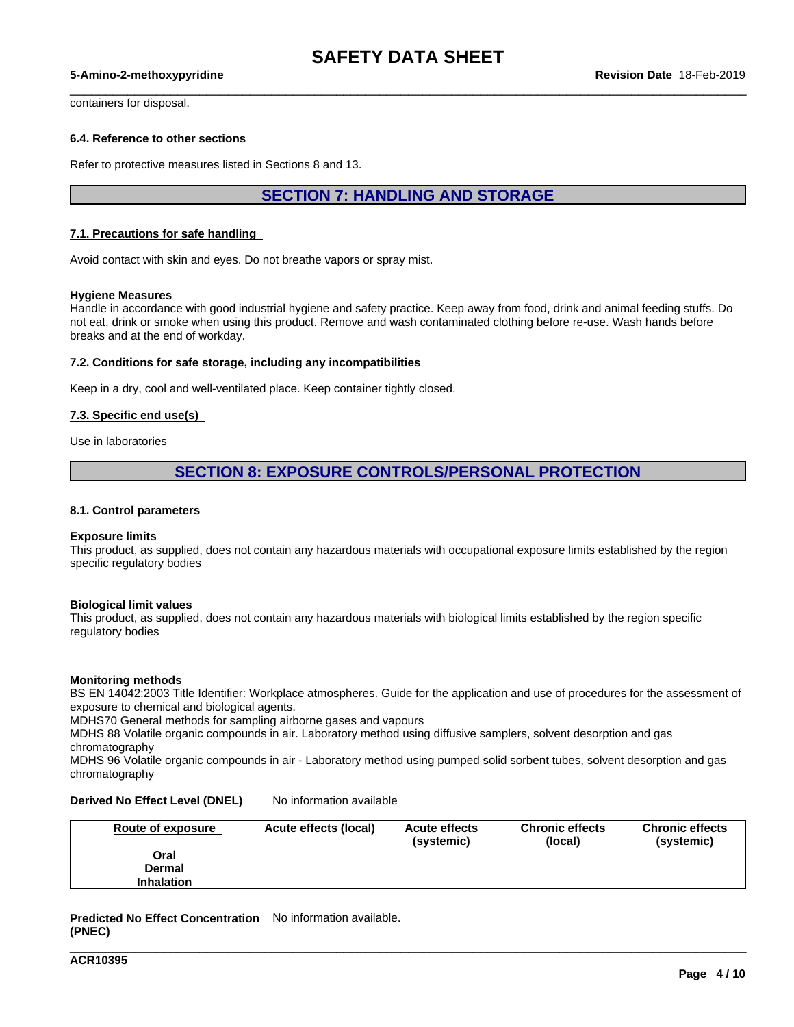containers for disposal.

### 6.4. Reference to other sections

Refer to protective measures listed in Sections 8 and 13.

## SECTION 7: HANDLING AND STORAGE

### 7.1. Precautions for safe handling

Avoid contact with skin and eyes. Do not breathe vapors or spray mist.

**Hygiene Measures**
Handle in accordance with good industrial hygiene and safety practice. Keep away from food, drink and animal feeding stuffs. Do not eat, drink or smoke when using this product. Remove and wash contaminated clothing before re-use. Wash hands before breaks and at the end of workday.

### 7.2. Conditions for safe storage, including any incompatibilities

Keep in a dry, cool and well-ventilated place. Keep container tightly closed.

### 7.3. Specific end use(s)

Use in laboratories

## SECTION 8: EXPOSURE CONTROLS/PERSONAL PROTECTION

### 8.1. Control parameters

**Exposure limits**
This product, as supplied, does not contain any hazardous materials with occupational exposure limits established by the region specific regulatory bodies

**Biological limit values**
This product, as supplied, does not contain any hazardous materials with biological limits established by the region specific regulatory bodies

**Monitoring methods**
BS EN 14042:2003 Title Identifier: Workplace atmospheres. Guide for the application and use of procedures for the assessment of exposure to chemical and biological agents.
MDHS70 General methods for sampling airborne gases and vapours
MDHS 88 Volatile organic compounds in air. Laboratory method using diffusive samplers, solvent desorption and gas chromatography
MDHS 96 Volatile organic compounds in air - Laboratory method using pumped solid sorbent tubes, solvent desorption and gas chromatography

**Derived No Effect Level (DNEL)** No information available

| Route of exposure | Acute effects (local) | Acute effects (systemic) | Chronic effects (local) | Chronic effects (systemic) |
|---|---|---|---|---|
| **Oral** | | | | |
| **Dermal** | | | | |
| **Inhalation** | | | | |

**Predicted No Effect Concentration (PNEC)** No information available.

ACR10395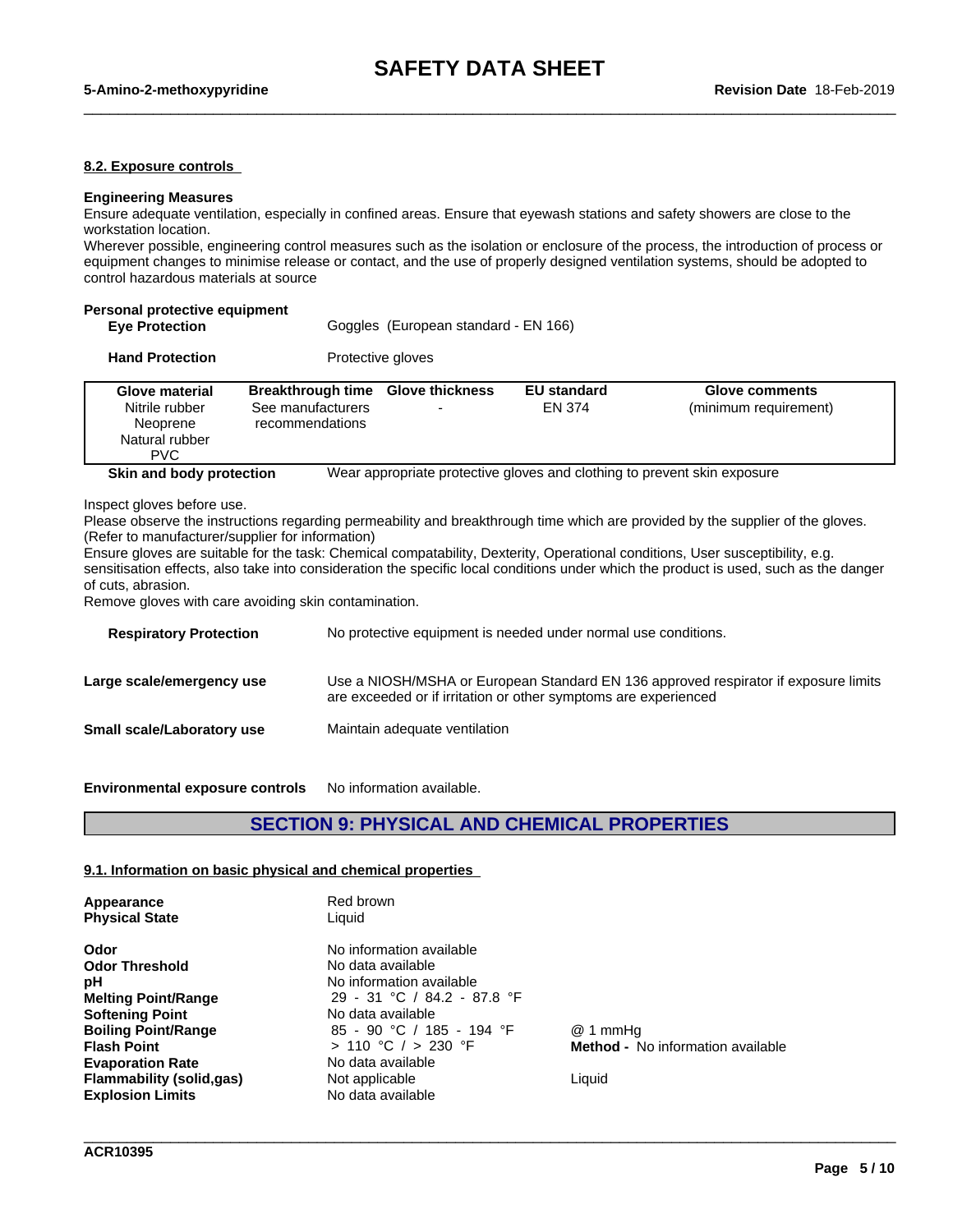#### 8.2. Exposure controls

**Engineering Measures**

Ensure adequate ventilation, especially in confined areas. Ensure that eyewash stations and safety showers are close to the workstation location.

Wherever possible, engineering control measures such as the isolation or enclosure of the process, the introduction of process or equipment changes to minimise release or contact, and the use of properly designed ventilation systems, should be adopted to control hazardous materials at source

**Personal protective equipment**

**Eye Protection** Goggles (European standard - EN 166)

**Hand Protection** Protective gloves

| Glove material | Breakthrough time | Glove thickness | EU standard | Glove comments |
|---|---|---|---|---|
| Nitrile rubber<br>Neoprene<br>Natural rubber<br>PVC | See manufacturers recommendations | - | EN 374 | (minimum requirement) |

**Skin and body protection** Wear appropriate protective gloves and clothing to prevent skin exposure

Inspect gloves before use.

Please observe the instructions regarding permeability and breakthrough time which are provided by the supplier of the gloves. (Refer to manufacturer/supplier for information)

Ensure gloves are suitable for the task: Chemical compatability, Dexterity, Operational conditions, User susceptibility, e.g. sensitisation effects, also take into consideration the specific local conditions under which the product is used, such as the danger of cuts, abrasion.

Remove gloves with care avoiding skin contamination.

**Respiratory Protection** No protective equipment is needed under normal use conditions.

**Large scale/emergency use** Use a NIOSH/MSHA or European Standard EN 136 approved respirator if exposure limits are exceeded or if irritation or other symptoms are experienced

**Small scale/Laboratory use** Maintain adequate ventilation

**Environmental exposure controls** No information available.

## SECTION 9: PHYSICAL AND CHEMICAL PROPERTIES

#### 9.1. Information on basic physical and chemical properties

| | | |
|---|---|---|
| **Appearance** | Red brown | |
| **Physical State** | Liquid | |
| **Odor** | No information available | |
| **Odor Threshold** | No data available | |
| **pH** | No information available | |
| **Melting Point/Range** | 29 - 31 °C / 84.2 - 87.8 °F | |
| **Softening Point** | No data available | |
| **Boiling Point/Range** | 85 - 90 °C / 185 - 194 °F | @ 1 mmHg |
| **Flash Point** | > 110 °C / > 230 °F | **Method -** No information available |
| **Evaporation Rate** | No data available | |
| **Flammability (solid,gas)** | Not applicable | Liquid |
| **Explosion Limits** | No data available | |

ACR10395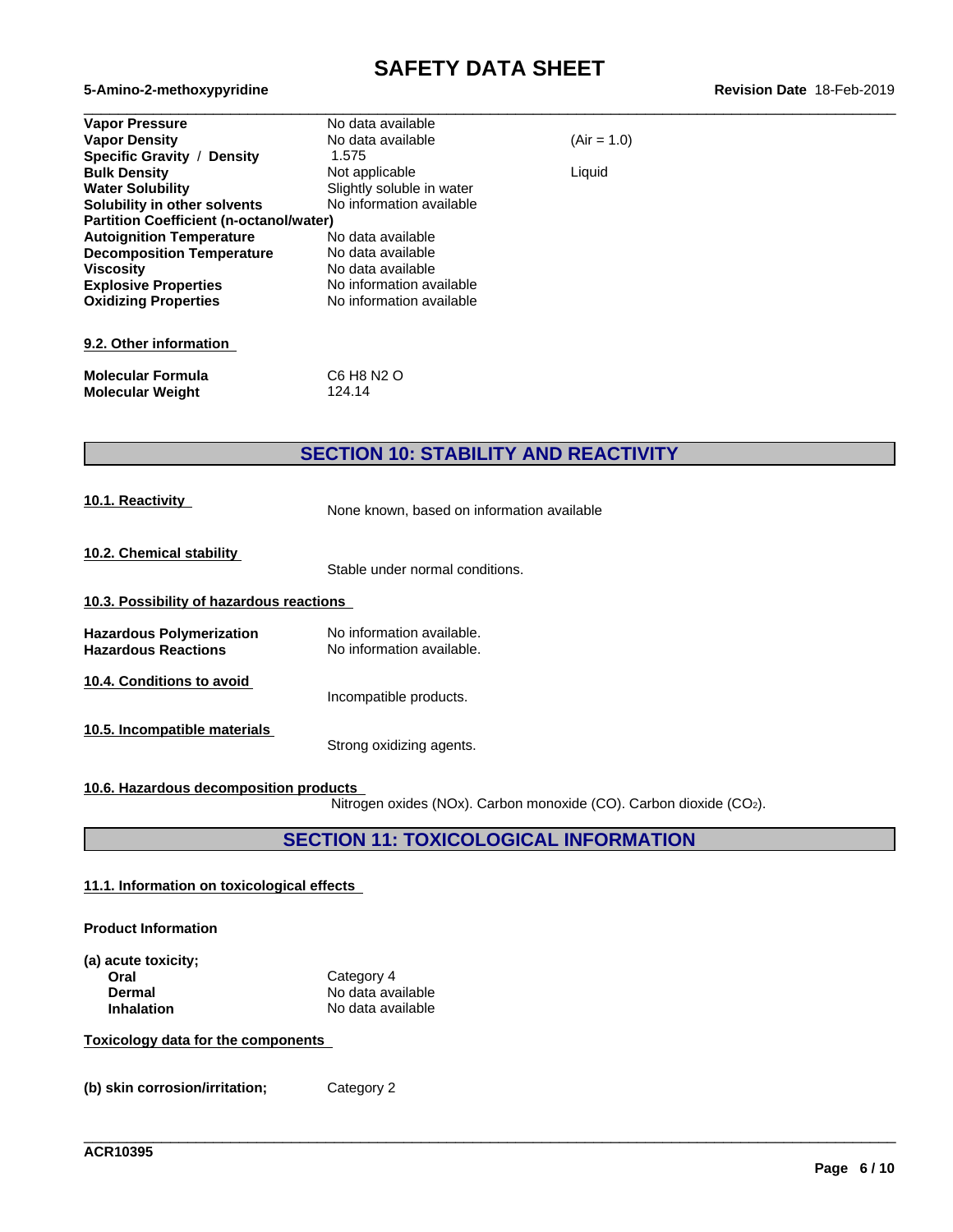| | | |
|---|---|---|
| **Vapor Pressure** | No data available | |
| **Vapor Density** | No data available | (Air = 1.0) |
| **Specific Gravity / Density** | 1.575 | |
| **Bulk Density** | Not applicable | Liquid |
| **Water Solubility** | Slightly soluble in water | |
| **Solubility in other solvents** | No information available | |
| **Partition Coefficient (n-octanol/water)** | | |
| **Autoignition Temperature** | No data available | |
| **Decomposition Temperature** | No data available | |
| **Viscosity** | No data available | |
| **Explosive Properties** | No information available | |
| **Oxidizing Properties** | No information available | |

**9.2. Other information**

| | |
|---|---|
| **Molecular Formula** | C6 H8 N2 O |
| **Molecular Weight** | 124.14 |

## SECTION 10: STABILITY AND REACTIVITY

**10.1. Reactivity**

None known, based on information available

**10.2. Chemical stability**

Stable under normal conditions.

**10.3. Possibility of hazardous reactions**

| | |
|---|---|
| **Hazardous Polymerization** | No information available. |
| **Hazardous Reactions** | No information available. |

**10.4. Conditions to avoid**

Incompatible products.

**10.5. Incompatible materials**

Strong oxidizing agents.

**10.6. Hazardous decomposition products**

Nitrogen oxides (NOx). Carbon monoxide (CO). Carbon dioxide ($CO_2$).

## SECTION 11: TOXICOLOGICAL INFORMATION

**11.1. Information on toxicological effects**

**Product Information**

**(a) acute toxicity;**

| | |
|---|---|
| **Oral** | Category 4 |
| **Dermal** | No data available |
| **Inhalation** | No data available |

**Toxicology data for the components**

| | |
|---|---|
| **(b) skin corrosion/irritation;** | Category 2 |

ACR10395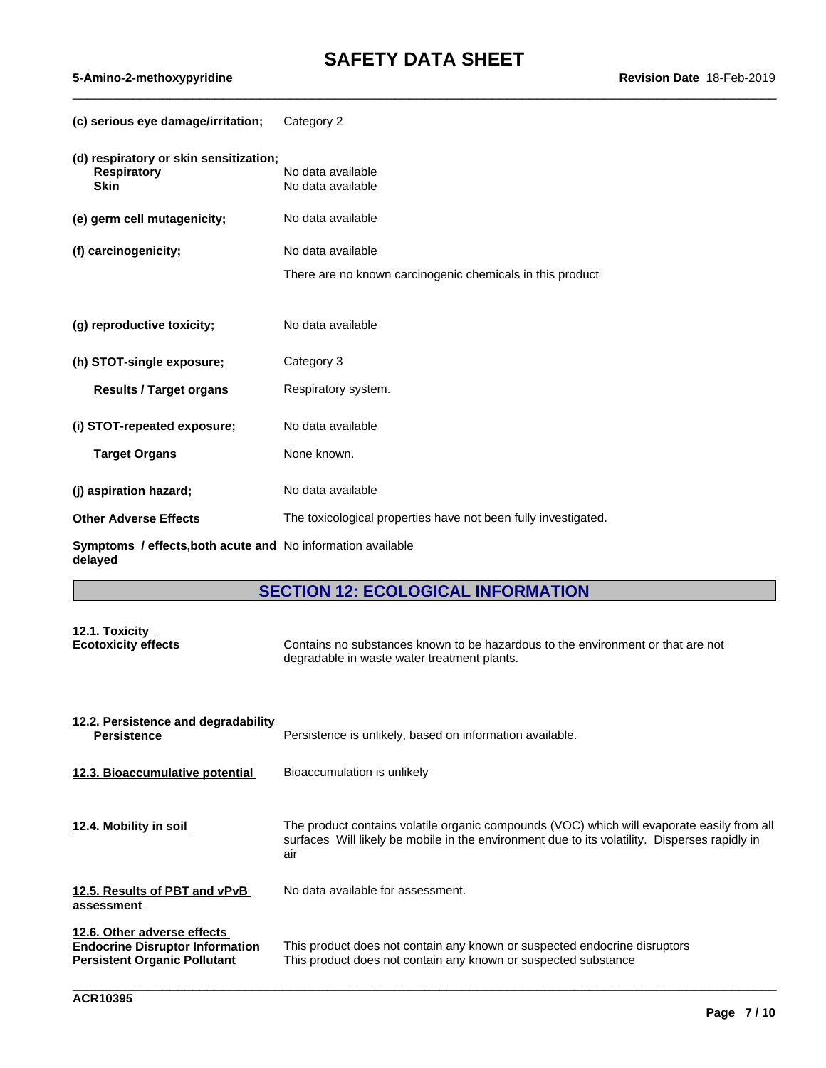| | |
|---|---|
| **(c) serious eye damage/irritation;** | Category 2 |
| **(d) respiratory or skin sensitization;** | |
| **Respiratory** | No data available |
| **Skin** | No data available |
| **(e) germ cell mutagenicity;** | No data available |
| **(f) carcinogenicity;** | No data available |
| | There are no known carcinogenic chemicals in this product |
| **(g) reproductive toxicity;** | No data available |
| **(h) STOT-single exposure;** | Category 3 |
| **Results / Target organs** | Respiratory system. |
| **(i) STOT-repeated exposure;** | No data available |
| **Target Organs** | None known. |
| **(j) aspiration hazard;** | No data available |
| **Other Adverse Effects** | The toxicological properties have not been fully investigated. |
| **Symptoms / effects,both acute and delayed** | No information available |

## SECTION 12: ECOLOGICAL INFORMATION

**12.1. Toxicity**

**Ecotoxicity effects** — Contains no substances known to be hazardous to the environment or that are not degradable in waste water treatment plants.

**12.2. Persistence and degradability**

**Persistence** — Persistence is unlikely, based on information available.

**12.3. Bioaccumulative potential** — Bioaccumulation is unlikely

**12.4. Mobility in soil** — The product contains volatile organic compounds (VOC) which will evaporate easily from all surfaces Will likely be mobile in the environment due to its volatility. Disperses rapidly in air

**12.5. Results of PBT and vPvB assessment** — No data available for assessment.

**12.6. Other adverse effects**

**Endocrine Disruptor Information** — This product does not contain any known or suspected endocrine disruptors

**Persistent Organic Pollutant** — This product does not contain any known or suspected substance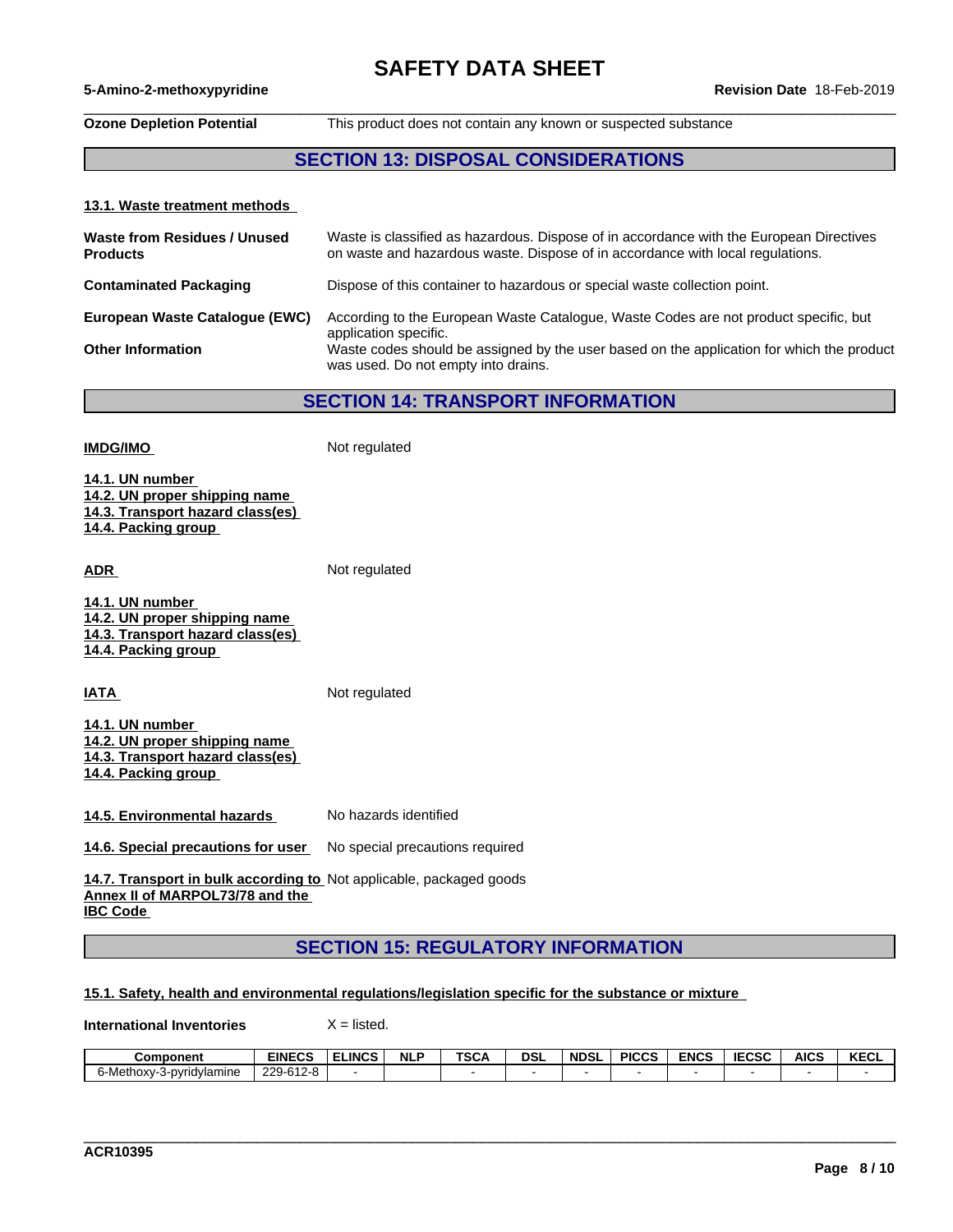**Ozone Depletion Potential** This product does not contain any known or suspected substance

## SECTION 13: DISPOSAL CONSIDERATIONS

### 13.1. Waste treatment methods

**Waste from Residues / Unused Products** Waste is classified as hazardous. Dispose of in accordance with the European Directives on waste and hazardous waste. Dispose of in accordance with local regulations.

**Contaminated Packaging** Dispose of this container to hazardous or special waste collection point.

**European Waste Catalogue (EWC)** According to the European Waste Catalogue, Waste Codes are not product specific, but application specific.

**Other Information** Waste codes should be assigned by the user based on the application for which the product was used. Do not empty into drains.

## SECTION 14: TRANSPORT INFORMATION

**IMDG/IMO** Not regulated

**14.1. UN number**
**14.2. UN proper shipping name**
**14.3. Transport hazard class(es)**
**14.4. Packing group**

**ADR** Not regulated

**14.1. UN number**
**14.2. UN proper shipping name**
**14.3. Transport hazard class(es)**
**14.4. Packing group**

**IATA** Not regulated

**14.1. UN number**
**14.2. UN proper shipping name**
**14.3. Transport hazard class(es)**
**14.4. Packing group**

**14.5. Environmental hazards** No hazards identified

**14.6. Special precautions for user** No special precautions required

**14.7. Transport in bulk according to Annex II of MARPOL73/78 and the IBC Code** Not applicable, packaged goods

## SECTION 15: REGULATORY INFORMATION

### 15.1. Safety, health and environmental regulations/legislation specific for the substance or mixture

**International Inventories** X = listed.

| Component | EINECS | ELINCS | NLP | TSCA | DSL | NDSL | PICCS | ENCS | IECSC | AICS | KECL |
|---|---|---|---|---|---|---|---|---|---|---|---|
| 6-Methoxy-3-pyridylamine | 229-612-8 | - | | - | - | - | - | - | - | - | - |

ACR10395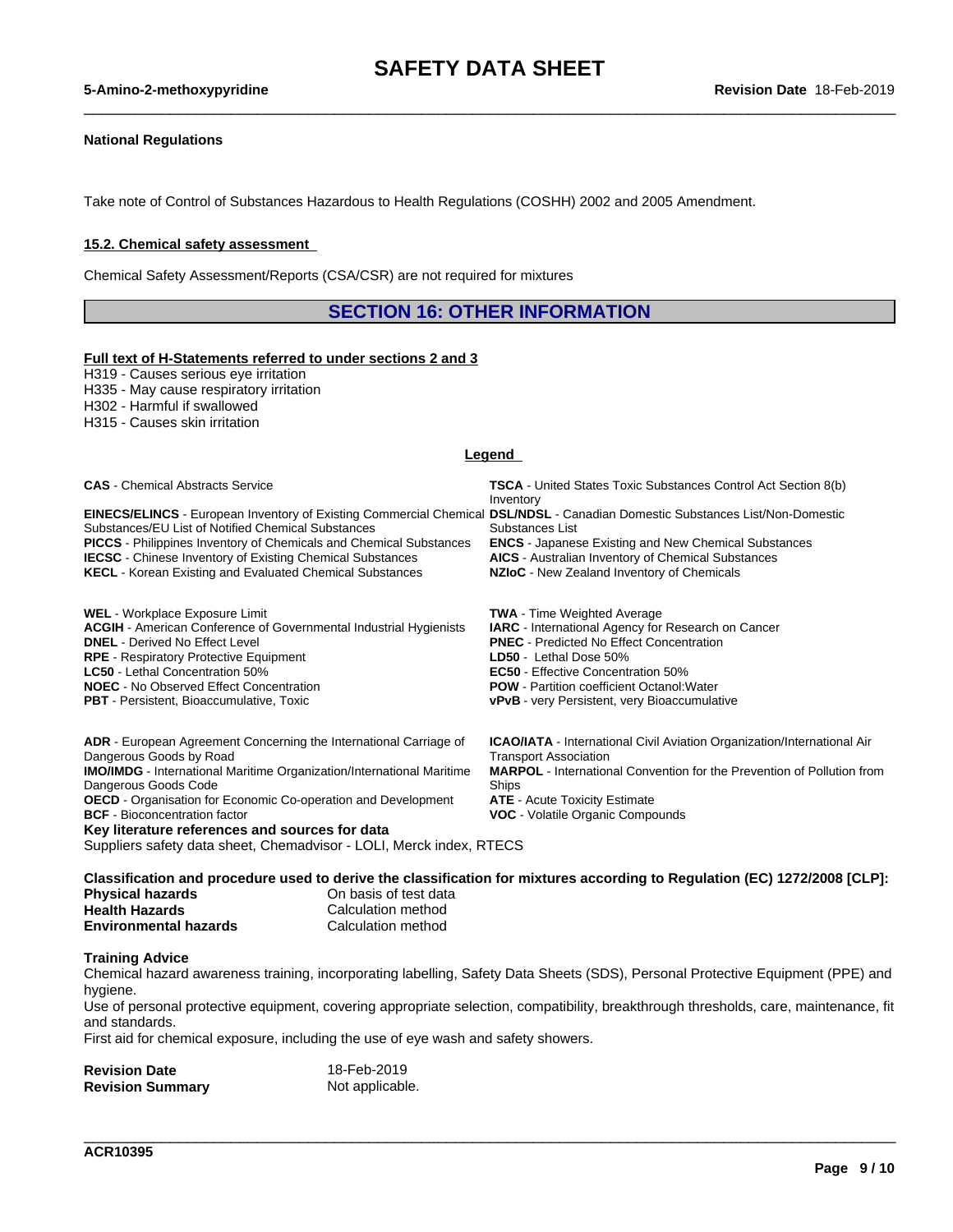**National Regulations**

Take note of Control of Substances Hazardous to Health Regulations (COSHH) 2002 and 2005 Amendment.

**15.2. Chemical safety assessment**

Chemical Safety Assessment/Reports (CSA/CSR) are not required for mixtures

## SECTION 16: OTHER INFORMATION

**Full text of H-Statements referred to under sections 2 and 3**

H319 - Causes serious eye irritation
H335 - May cause respiratory irritation
H302 - Harmful if swallowed
H315 - Causes skin irritation

**Legend**

**CAS** - Chemical Abstracts Service
**EINECS/ELINCS** - European Inventory of Existing Commercial Chemical Substances/EU List of Notified Chemical Substances
**PICCS** - Philippines Inventory of Chemicals and Chemical Substances
**IECSC** - Chinese Inventory of Existing Chemical Substances
**KECL** - Korean Existing and Evaluated Chemical Substances
**TSCA** - United States Toxic Substances Control Act Section 8(b) Inventory
**DSL/NDSL** - Canadian Domestic Substances List/Non-Domestic Substances List
**ENCS** - Japanese Existing and New Chemical Substances
**AICS** - Australian Inventory of Chemical Substances
**NZIoC** - New Zealand Inventory of Chemicals

**WEL** - Workplace Exposure Limit
**ACGIH** - American Conference of Governmental Industrial Hygienists
**DNEL** - Derived No Effect Level
**RPE** - Respiratory Protective Equipment
**LC50** - Lethal Concentration 50%
**NOEC** - No Observed Effect Concentration
**PBT** - Persistent, Bioaccumulative, Toxic
**TWA** - Time Weighted Average
**IARC** - International Agency for Research on Cancer
**PNEC** - Predicted No Effect Concentration
**LD50** - Lethal Dose 50%
**EC50** - Effective Concentration 50%
**POW** - Partition coefficient Octanol:Water
**vPvB** - very Persistent, very Bioaccumulative

**ADR** - European Agreement Concerning the International Carriage of Dangerous Goods by Road
**IMO/IMDG** - International Maritime Organization/International Maritime Dangerous Goods Code
**OECD** - Organisation for Economic Co-operation and Development
**BCF** - Bioconcentration factor
**ICAO/IATA** - International Civil Aviation Organization/International Air Transport Association
**MARPOL** - International Convention for the Prevention of Pollution from Ships
**ATE** - Acute Toxicity Estimate
**VOC** - Volatile Organic Compounds

**Key literature references and sources for data**
Suppliers safety data sheet, Chemadvisor - LOLI, Merck index, RTECS

**Classification and procedure used to derive the classification for mixtures according to Regulation (EC) 1272/2008 [CLP]:**

| | |
|---|---|
| **Physical hazards** | On basis of test data |
| **Health Hazards** | Calculation method |
| **Environmental hazards** | Calculation method |

**Training Advice**

Chemical hazard awareness training, incorporating labelling, Safety Data Sheets (SDS), Personal Protective Equipment (PPE) and hygiene.
Use of personal protective equipment, covering appropriate selection, compatibility, breakthrough thresholds, care, maintenance, fit and standards.
First aid for chemical exposure, including the use of eye wash and safety showers.

| | |
|---|---|
| **Revision Date** | 18-Feb-2019 |
| **Revision Summary** | Not applicable. |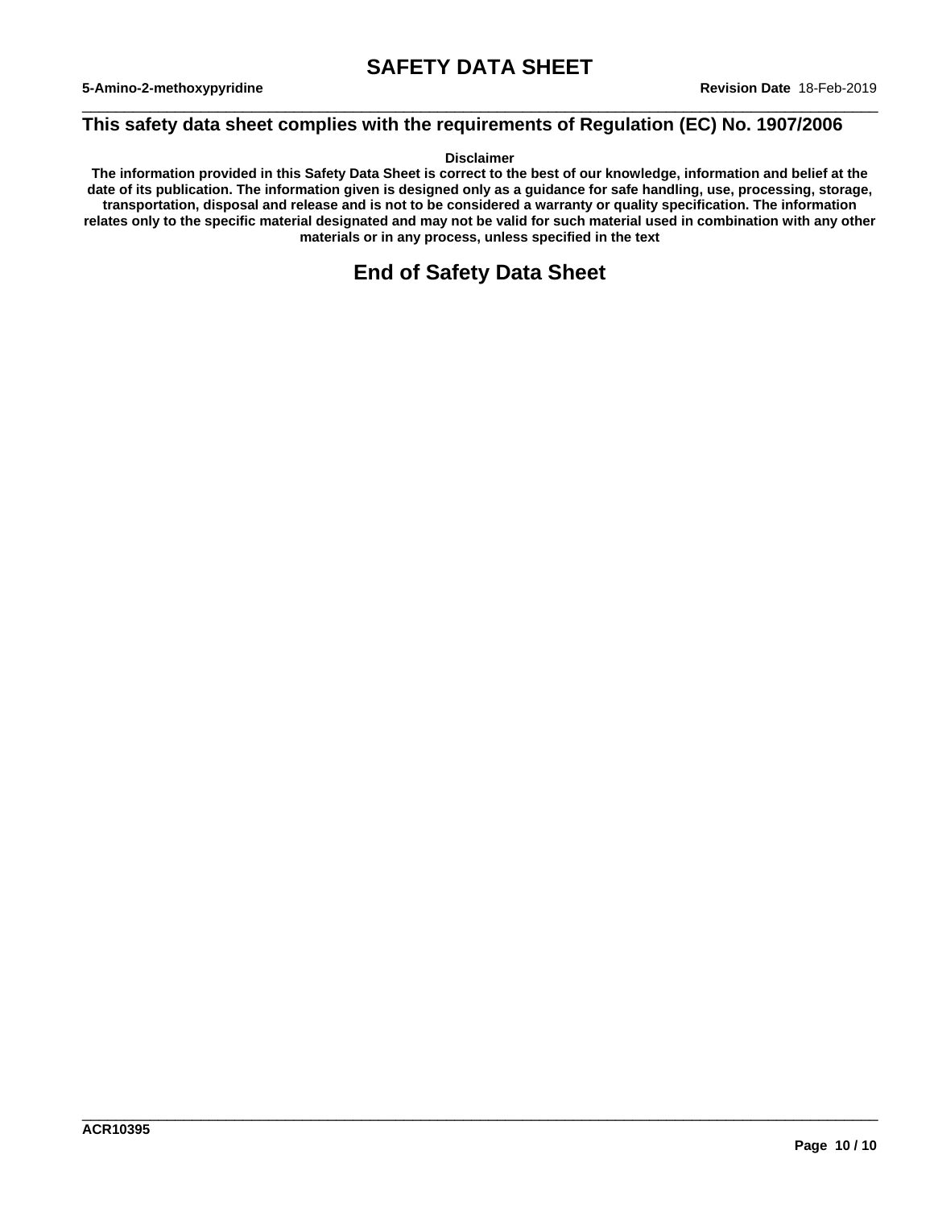## This safety data sheet complies with the requirements of Regulation (EC) No. 1907/2006

**Disclaimer**

**The information provided in this Safety Data Sheet is correct to the best of our knowledge, information and belief at the date of its publication. The information given is designed only as a guidance for safe handling, use, processing, storage, transportation, disposal and release and is not to be considered a warranty or quality specification. The information relates only to the specific material designated and may not be valid for such material used in combination with any other materials or in any process, unless specified in the text**

# End of Safety Data Sheet